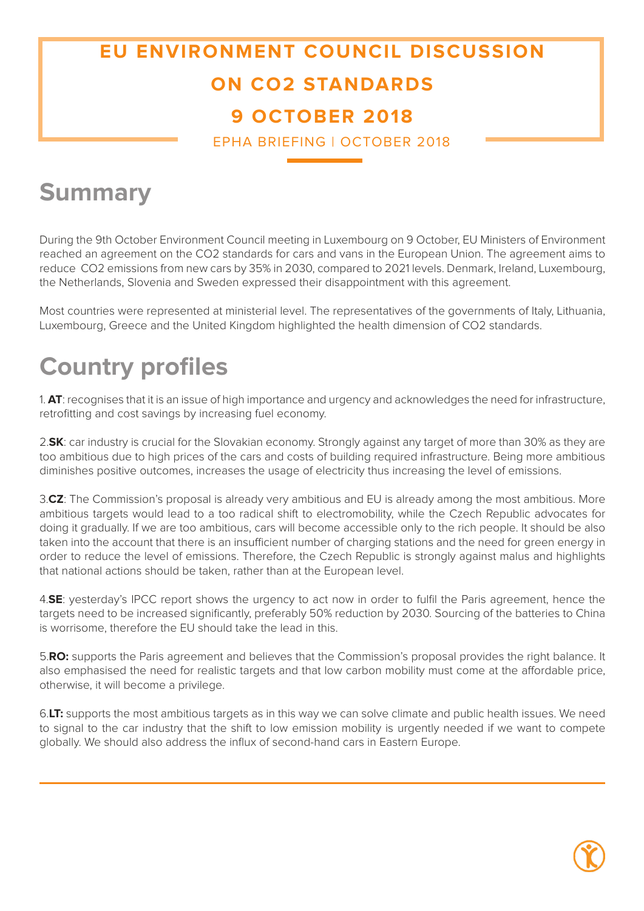# EU ENVIRONMENT COUNCIL DISCUSSION ON CO2 STANDARDS 9 OCTOBER 2018

EPHA BRIEFING | OCTOBER 2018

## Summary

During the 9th October Environment Council meeting in Luxembourg on 9 October, EU Ministers of Environment reached an agreement on the CO2 standards for cars and vans in the European Union. The agreement aims to reduce CO2 emissions from new cars by 35% in 2030, compared to 2021 levels. Denmark, Ireland, Luxembourg, the Netherlands, Slovenia and Sweden expressed their disappointment with this agreement.

Most countries were represented at ministerial level. The representatives of the governments of Italy, Lithuania, Luxembourg, Greece and the United Kingdom highlighted the health dimension of CO2 standards.

## Country profiles

1. **AT**: recognises that it is an issue of high importance and urgency and acknowledges the need for infrastructure, retrofitting and cost savings by increasing fuel economy.

2. **SK**: car industry is crucial for the Slovakian economy. Strongly against any target of more than 30% as they are too ambitious due to high prices of the cars and costs of building required infrastructure. Being more ambitious diminishes positive outcomes, increases the usage of electricity thus increasing the level of emissions.

3. **CZ**: The Commission's proposal is already very ambitious and EU is already among the most ambitious. More ambitious targets would lead to a too radical shift to electromobility, while the Czech Republic advocates for doing it gradually. If we are too ambitious, cars will become accessible only to the rich people. It should be also taken into the account that there is an insufficient number of charging stations and the need for green energy in order to reduce the level of emissions. Therefore, the Czech Republic is strongly against malus and highlights that national actions should be taken, rather than at the European level.

4. **SE**: yesterday's IPCC report shows the urgency to act now in order to fulfil the Paris agreement, hence the targets need to be increased significantly, preferably 50% reduction by 2030. Sourcing of the batteries to China is worrisome, therefore the EU should take the lead in this.

5. **RO:** supports the Paris agreement and believes that the Commission's proposal provides the right balance. It also emphasised the need for realistic targets and that low carbon mobility must come at the affordable price, otherwise, it will become a privilege.

6. **LT:** supports the most ambitious targets as in this way we can solve climate and public health issues. We need to signal to the car industry that the shift to low emission mobility is urgently needed if we want to compete globally. We should also address the influx of second-hand cars in Eastern Europe.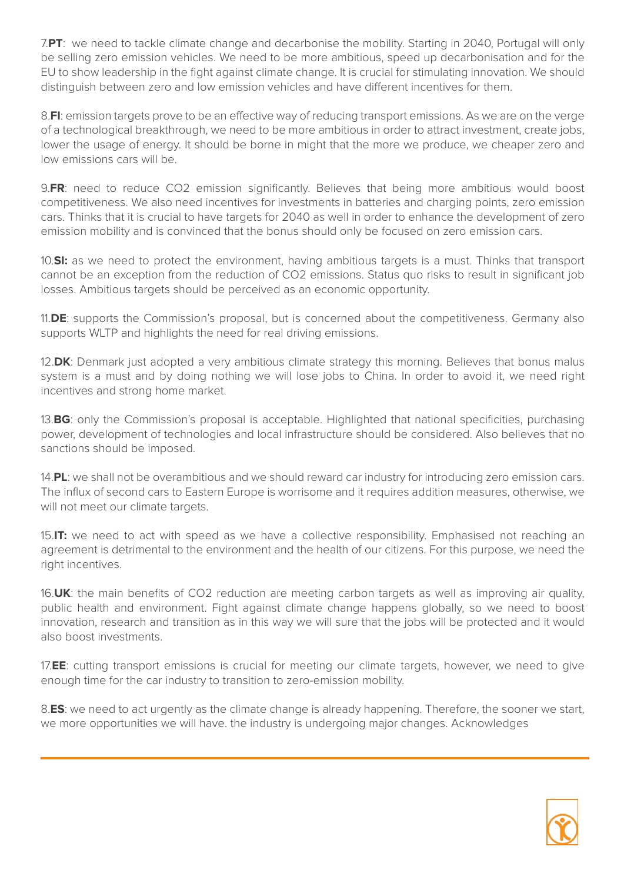7.**PT**: we need to tackle climate change and decarbonise the mobility. Starting in 2040, Portugal will only be selling zero emission vehicles. We need to be more ambitious, speed up decarbonisation and for the EU to show leadership in the fight against climate change. It is crucial for stimulating innovation. We should distinguish between zero and low emission vehicles and have different incentives for them.

8.**FI**: emission targets prove to be an effective way of reducing transport emissions. As we are on the verge of a technological breakthrough, we need to be more ambitious in order to attract investment, create jobs, lower the usage of energy. It should be borne in might that the more we produce, we cheaper zero and low emissions cars will be.

9.**FR**: need to reduce CO2 emission significantly. Believes that being more ambitious would boost competitiveness. We also need incentives for investments in batteries and charging points, zero emission cars. Thinks that it is crucial to have targets for 2040 as well in order to enhance the development of zero emission mobility and is convinced that the bonus should only be focused on zero emission cars.

10.**SI:** as we need to protect the environment, having ambitious targets is a must. Thinks that transport cannot be an exception from the reduction of CO2 emissions. Status quo risks to result in significant job losses. Ambitious targets should be perceived as an economic opportunity.

11.**DE**: supports the Commission's proposal, but is concerned about the competitiveness. Germany also supports WLTP and highlights the need for real driving emissions.

12.**DK**: Denmark just adopted a very ambitious climate strategy this morning. Believes that bonus malus system is a must and by doing nothing we will lose jobs to China. In order to avoid it, we need right incentives and strong home market.

13.**BG**: only the Commission's proposal is acceptable. Highlighted that national specificities, purchasing power, development of technologies and local infrastructure should be considered. Also believes that no sanctions should be imposed.

14.**PL**: we shall not be overambitious and we should reward car industry for introducing zero emission cars. The influx of second cars to Eastern Europe is worrisome and it requires addition measures, otherwise, we will not meet our climate targets.

15.**IT:** we need to act with speed as we have a collective responsibility. Emphasised not reaching an agreement is detrimental to the environment and the health of our citizens. For this purpose, we need the right incentives.

16.**UK**: the main benefits of CO2 reduction are meeting carbon targets as well as improving air quality, public health and environment. Fight against climate change happens globally, so we need to boost innovation, research and transition as in this way we will sure that the jobs will be protected and it would also boost investments.

17.**EE**: cutting transport emissions is crucial for meeting our climate targets, however, we need to give enough time for the car industry to transition to zero-emission mobility.

8.**ES**: we need to act urgently as the climate change is already happening. Therefore, the sooner we start, we more opportunities we will have. the industry is undergoing major changes. Acknowledges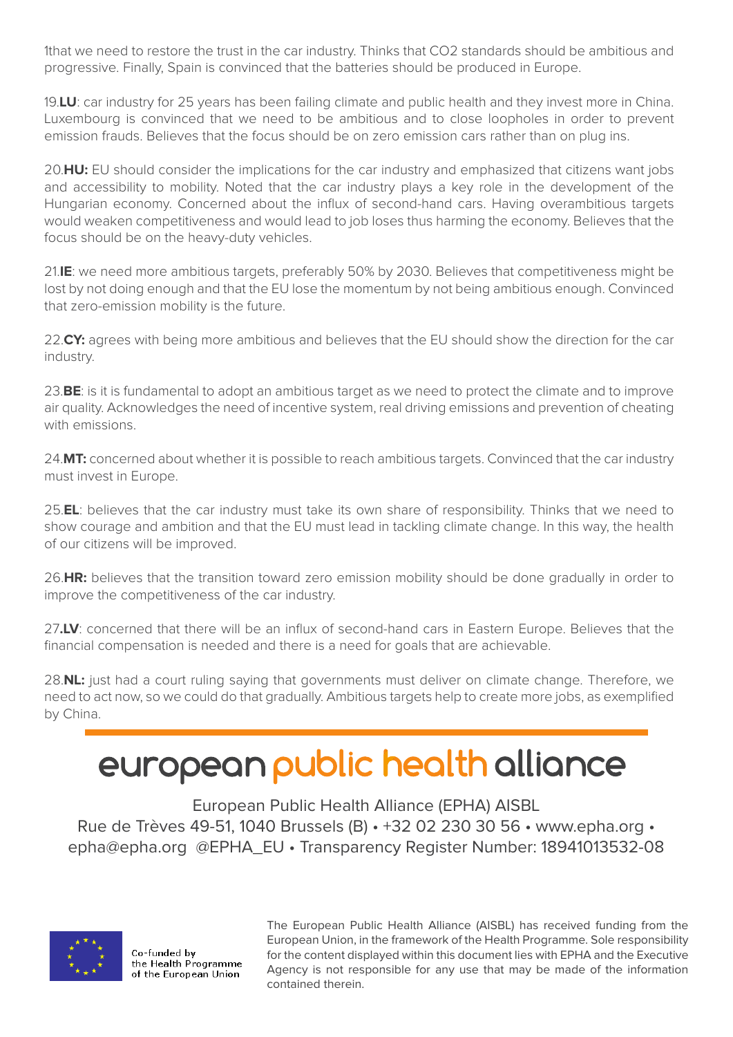1that we need to restore the trust in the car industry. Thinks that $CO_2$ standards should be ambitious and progressive. Finally, Spain is convinced that the batteries should be produced in Europe.

19.**LU**: car industry for 25 years has been failing climate and public health and they invest more in China. Luxembourg is convinced that we need to be ambitious and to close loopholes in order to prevent emission frauds. Believes that the focus should be on zero emission cars rather than on plug ins.

20.**HU:** EU should consider the implications for the car industry and emphasized that citizens want jobs and accessibility to mobility. Noted that the car industry plays a key role in the development of the Hungarian economy. Concerned about the influx of second-hand cars. Having overambitious targets would weaken competitiveness and would lead to job loses thus harming the economy. Believes that the focus should be on the heavy-duty vehicles.

21.**IE**: we need more ambitious targets, preferably 50% by 2030. Believes that competitiveness might be lost by not doing enough and that the EU lose the momentum by not being ambitious enough. Convinced that zero-emission mobility is the future.

22.**CY:** agrees with being more ambitious and believes that the EU should show the direction for the car industry.

23.**BE**: is it is fundamental to adopt an ambitious target as we need to protect the climate and to improve air quality. Acknowledges the need of incentive system, real driving emissions and prevention of cheating with emissions.

24.**MT:** concerned about whether it is possible to reach ambitious targets. Convinced that the car industry must invest in Europe.

25.**EL**: believes that the car industry must take its own share of responsibility. Thinks that we need to show courage and ambition and that the EU must lead in tackling climate change. In this way, the health of our citizens will be improved.

26.**HR:** believes that the transition toward zero emission mobility should be done gradually in order to improve the competitiveness of the car industry.

27.**LV**: concerned that there will be an influx of second-hand cars in Eastern Europe. Believes that the financial compensation is needed and there is a need for goals that are achievable.

28.**NL:** just had a court ruling saying that governments must deliver on climate change. Therefore, we need to act now, so we could do that gradually. Ambitious targets help to create more jobs, as exemplified by China.

european public health alliance

European Public Health Alliance (EPHA) AISBL
Rue de Trèves 49-51, 1040 Brussels (B) • +32 02 230 30 56 • www.epha.org • epha@epha.org @EPHA_EU • Transparency Register Number: 18941013532-08

Co-funded by the Health Programme of the European Union

The European Public Health Alliance (AISBL) has received funding from the European Union, in the framework of the Health Programme. Sole responsibility for the content displayed within this document lies with EPHA and the Executive Agency is not responsible for any use that may be made of the information contained therein.